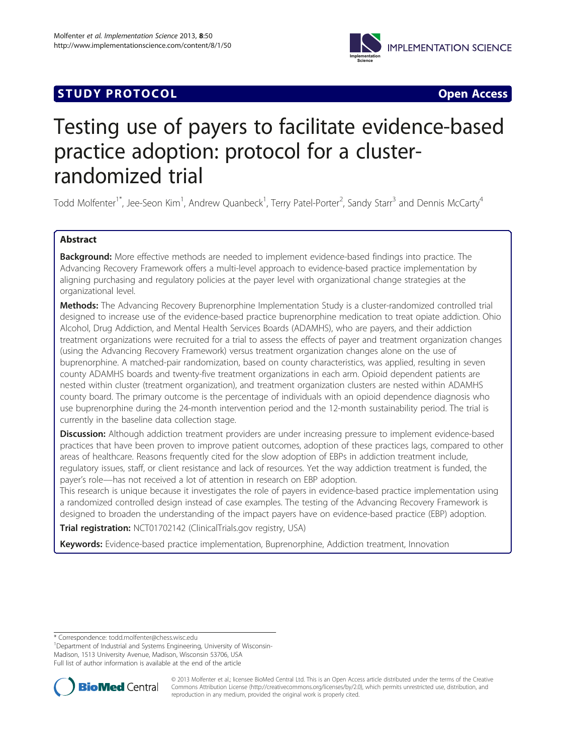**STUDY PROTOCOL** **Open Access**

# Testing use of payers to facilitate evidence-based practice adoption: protocol for a cluster-randomized trial

Todd Molfenter[1*], Jee-Seon Kim[1], Andrew Quanbeck[1], Terry Patel-Porter[2], Sandy Starr[3] and Dennis McCarty[4]

## Abstract

**Background:** More effective methods are needed to implement evidence-based findings into practice. The Advancing Recovery Framework offers a multi-level approach to evidence-based practice implementation by aligning purchasing and regulatory policies at the payer level with organizational change strategies at the organizational level.

**Methods:** The Advancing Recovery Buprenorphine Implementation Study is a cluster-randomized controlled trial designed to increase use of the evidence-based practice buprenorphine medication to treat opiate addiction. Ohio Alcohol, Drug Addiction, and Mental Health Services Boards (ADAMHS), who are payers, and their addiction treatment organizations were recruited for a trial to assess the effects of payer and treatment organization changes (using the Advancing Recovery Framework) versus treatment organization changes alone on the use of buprenorphine. A matched-pair randomization, based on county characteristics, was applied, resulting in seven county ADAMHS boards and twenty-five treatment organizations in each arm. Opioid dependent patients are nested within cluster (treatment organization), and treatment organization clusters are nested within ADAMHS county board. The primary outcome is the percentage of individuals with an opioid dependence diagnosis who use buprenorphine during the 24-month intervention period and the 12-month sustainability period. The trial is currently in the baseline data collection stage.

**Discussion:** Although addiction treatment providers are under increasing pressure to implement evidence-based practices that have been proven to improve patient outcomes, adoption of these practices lags, compared to other areas of healthcare. Reasons frequently cited for the slow adoption of EBPs in addiction treatment include, regulatory issues, staff, or client resistance and lack of resources. Yet the way addiction treatment is funded, the payer's role—has not received a lot of attention in research on EBP adoption.

This research is unique because it investigates the role of payers in evidence-based practice implementation using a randomized controlled design instead of case examples. The testing of the Advancing Recovery Framework is designed to broaden the understanding of the impact payers have on evidence-based practice (EBP) adoption.

**Trial registration:** NCT01702142 (ClinicalTrials.gov registry, USA)

**Keywords:** Evidence-based practice implementation, Buprenorphine, Addiction treatment, Innovation

---

\* Correspondence: todd.molfenter@chess.wisc.edu

[1]Department of Industrial and Systems Engineering, University of Wisconsin-Madison, 1513 University Avenue, Madison, Wisconsin 53706, USA

Full list of author information is available at the end of the article

© 2013 Molfenter et al.; licensee BioMed Central Ltd. This is an Open Access article distributed under the terms of the Creative Commons Attribution License (http://creativecommons.org/licenses/by/2.0), which permits unrestricted use, distribution, and reproduction in any medium, provided the original work is properly cited.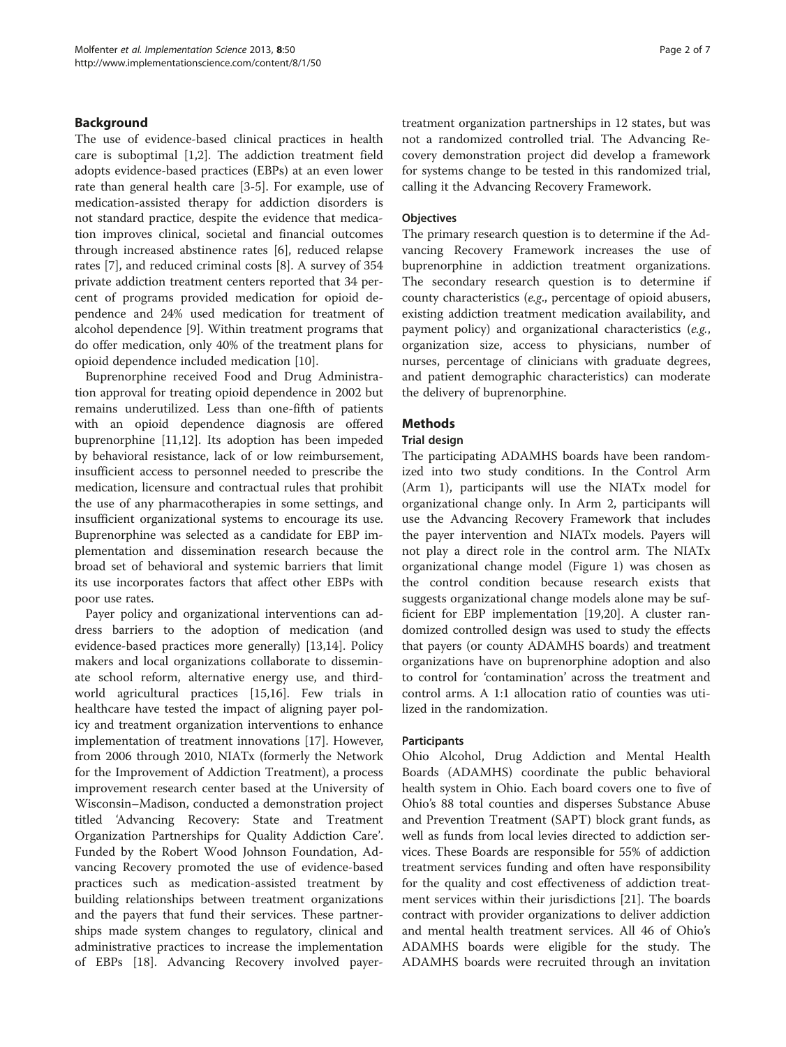## Background

The use of evidence-based clinical practices in health care is suboptimal [1,2]. The addiction treatment field adopts evidence-based practices (EBPs) at an even lower rate than general health care [3-5]. For example, use of medication-assisted therapy for addiction disorders is not standard practice, despite the evidence that medication improves clinical, societal and financial outcomes through increased abstinence rates [6], reduced relapse rates [7], and reduced criminal costs [8]. A survey of 354 private addiction treatment centers reported that 34 percent of programs provided medication for opioid dependence and 24% used medication for treatment of alcohol dependence [9]. Within treatment programs that do offer medication, only 40% of the treatment plans for opioid dependence included medication [10].

Buprenorphine received Food and Drug Administration approval for treating opioid dependence in 2002 but remains underutilized. Less than one-fifth of patients with an opioid dependence diagnosis are offered buprenorphine [11,12]. Its adoption has been impeded by behavioral resistance, lack of or low reimbursement, insufficient access to personnel needed to prescribe the medication, licensure and contractual rules that prohibit the use of any pharmacotherapies in some settings, and insufficient organizational systems to encourage its use. Buprenorphine was selected as a candidate for EBP implementation and dissemination research because the broad set of behavioral and systemic barriers that limit its use incorporates factors that affect other EBPs with poor use rates.

Payer policy and organizational interventions can address barriers to the adoption of medication (and evidence-based practices more generally) [13,14]. Policy makers and local organizations collaborate to disseminate school reform, alternative energy use, and third-world agricultural practices [15,16]. Few trials in healthcare have tested the impact of aligning payer policy and treatment organization interventions to enhance implementation of treatment innovations [17]. However, from 2006 through 2010, NIATx (formerly the Network for the Improvement of Addiction Treatment), a process improvement research center based at the University of Wisconsin–Madison, conducted a demonstration project titled 'Advancing Recovery: State and Treatment Organization Partnerships for Quality Addiction Care'. Funded by the Robert Wood Johnson Foundation, Advancing Recovery promoted the use of evidence-based practices such as medication-assisted treatment by building relationships between treatment organizations and the payers that fund their services. These partnerships made system changes to regulatory, clinical and administrative practices to increase the implementation of EBPs [18]. Advancing Recovery involved payer-treatment organization partnerships in 12 states, but was not a randomized controlled trial. The Advancing Recovery demonstration project did develop a framework for systems change to be tested in this randomized trial, calling it the Advancing Recovery Framework.

### Objectives

The primary research question is to determine if the Advancing Recovery Framework increases the use of buprenorphine in addiction treatment organizations. The secondary research question is to determine if county characteristics (*e.g.*, percentage of opioid abusers, existing addiction treatment medication availability, and payment policy) and organizational characteristics (*e.g.*, organization size, access to physicians, number of nurses, percentage of clinicians with graduate degrees, and patient demographic characteristics) can moderate the delivery of buprenorphine.

## Methods

### Trial design

The participating ADAMHS boards have been randomized into two study conditions. In the Control Arm (Arm 1), participants will use the NIATx model for organizational change only. In Arm 2, participants will use the Advancing Recovery Framework that includes the payer intervention and NIATx models. Payers will not play a direct role in the control arm. The NIATx organizational change model (Figure 1) was chosen as the control condition because research exists that suggests organizational change models alone may be sufficient for EBP implementation [19,20]. A cluster randomized controlled design was used to study the effects that payers (or county ADAMHS boards) and treatment organizations have on buprenorphine adoption and also to control for 'contamination' across the treatment and control arms. A 1:1 allocation ratio of counties was utilized in the randomization.

### Participants

Ohio Alcohol, Drug Addiction and Mental Health Boards (ADAMHS) coordinate the public behavioral health system in Ohio. Each board covers one to five of Ohio's 88 total counties and disperses Substance Abuse and Prevention Treatment (SAPT) block grant funds, as well as funds from local levies directed to addiction services. These Boards are responsible for 55% of addiction treatment services funding and often have responsibility for the quality and cost effectiveness of addiction treatment services within their jurisdictions [21]. The boards contract with provider organizations to deliver addiction and mental health treatment services. All 46 of Ohio's ADAMHS boards were eligible for the study. The ADAMHS boards were recruited through an invitation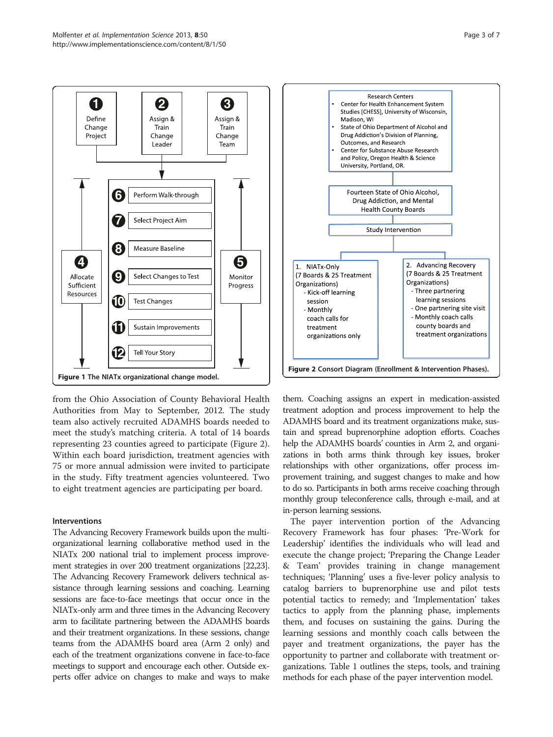Figure 1 The NIATx organizational change model.

Figure 2 Consort Diagram (Enrollment & Intervention Phases).

from the Ohio Association of County Behavioral Health Authorities from May to September, 2012. The study team also actively recruited ADAMHS boards needed to meet the study's matching criteria. A total of 14 boards representing 23 counties agreed to participate (Figure 2). Within each board jurisdiction, treatment agencies with 75 or more annual admission were invited to participate in the study. Fifty treatment agencies volunteered. Two to eight treatment agencies are participating per board.

### Interventions

The Advancing Recovery Framework builds upon the multi-organizational learning collaborative method used in the NIATx 200 national trial to implement process improvement strategies in over 200 treatment organizations [22,23]. The Advancing Recovery Framework delivers technical assistance through learning sessions and coaching. Learning sessions are face-to-face meetings that occur once in the NIATx-only arm and three times in the Advancing Recovery arm to facilitate partnering between the ADAMHS boards and their treatment organizations. In these sessions, change teams from the ADAMHS board area (Arm 2 only) and each of the treatment organizations convene in face-to-face meetings to support and encourage each other. Outside experts offer advice on changes to make and ways to make them. Coaching assigns an expert in medication-assisted treatment adoption and process improvement to help the ADAMHS board and its treatment organizations make, sustain and spread buprenorphine adoption efforts. Coaches help the ADAMHS boards' counties in Arm 2, and organizations in both arms think through key issues, broker relationships with other organizations, offer process improvement training, and suggest changes to make and how to do so. Participants in both arms receive coaching through monthly group teleconference calls, through e-mail, and at in-person learning sessions.

The payer intervention portion of the Advancing Recovery Framework has four phases: 'Pre-Work for Leadership' identifies the individuals who will lead and execute the change project; 'Preparing the Change Leader & Team' provides training in change management techniques; 'Planning' uses a five-lever policy analysis to catalog barriers to buprenorphine use and pilot tests potential tactics to remedy; and 'Implementation' takes tactics to apply from the planning phase, implements them, and focuses on sustaining the gains. During the learning sessions and monthly coach calls between the payer and treatment organizations, the payer has the opportunity to partner and collaborate with treatment organizations. Table 1 outlines the steps, tools, and training methods for each phase of the payer intervention model.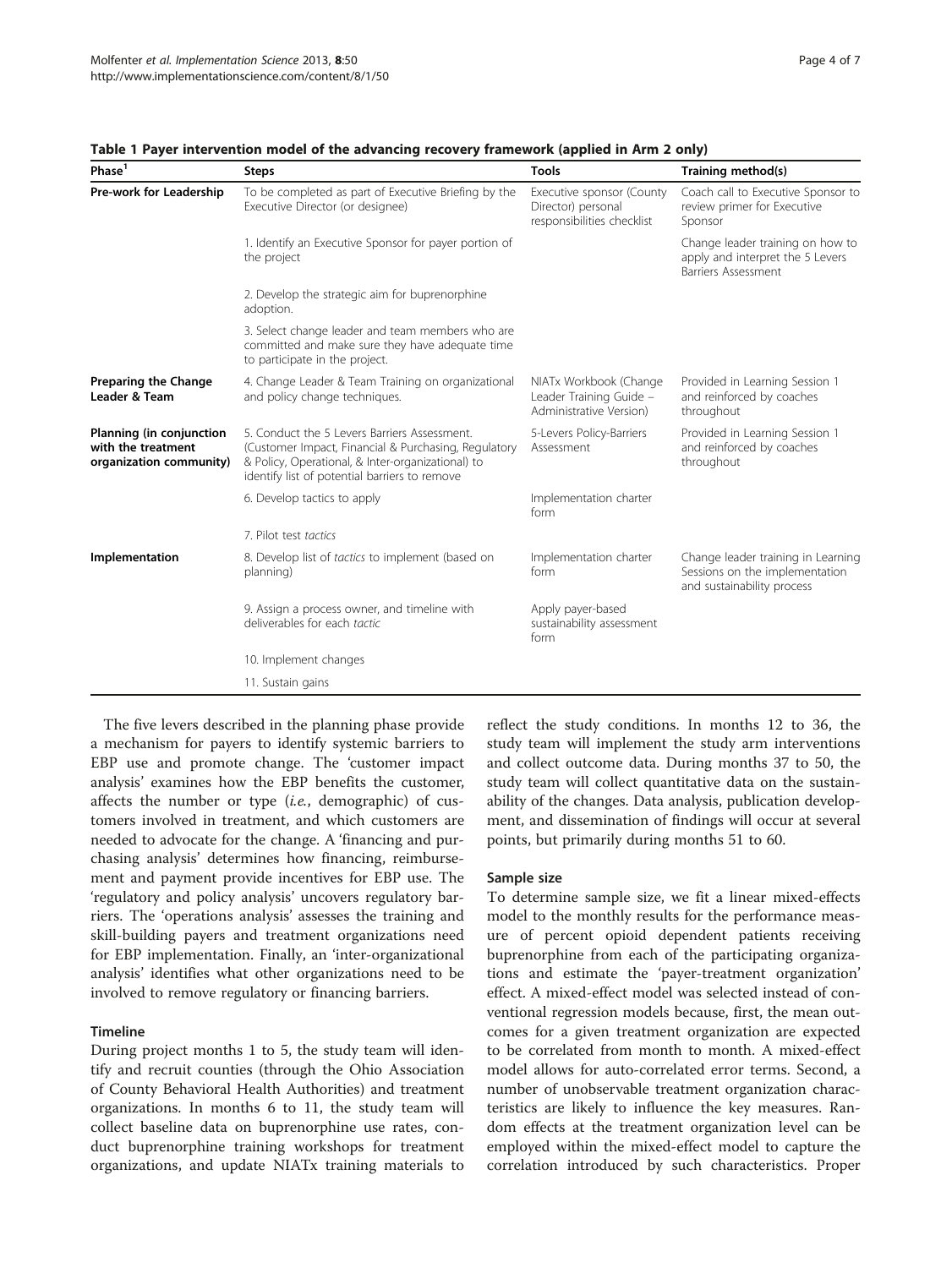**Table 1 Payer intervention model of the advancing recovery framework (applied in Arm 2 only)**

| Phase[1] | Steps | Tools | Training method(s) |
|---|---|---|---|
| **Pre-work for Leadership** | To be completed as part of Executive Briefing by the Executive Director (or designee) | Executive sponsor (County Director) personal responsibilities checklist | Coach call to Executive Sponsor to review primer for Executive Sponsor |
| | 1. Identify an Executive Sponsor for payer portion of the project | | Change leader training on how to apply and interpret the 5 Levers Barriers Assessment |
| | 2. Develop the strategic aim for buprenorphine adoption. | | |
| | 3. Select change leader and team members who are committed and make sure they have adequate time to participate in the project. | | |
| **Preparing the Change Leader & Team** | 4. Change Leader & Team Training on organizational and policy change techniques. | NIATx Workbook (Change Leader Training Guide – Administrative Version) | Provided in Learning Session 1 and reinforced by coaches throughout |
| **Planning (in conjunction with the treatment organization community)** | 5. Conduct the 5 Levers Barriers Assessment. (Customer Impact, Financial & Purchasing, Regulatory & Policy, Operational, & Inter-organizational) to identify list of potential barriers to remove | 5-Levers Policy-Barriers Assessment | Provided in Learning Session 1 and reinforced by coaches throughout |
| | 6. Develop tactics to apply | Implementation charter form | |
| | 7. Pilot test *tactics* | | |
| **Implementation** | 8. Develop list of *tactics* to implement (based on planning) | Implementation charter form | Change leader training in Learning Sessions on the implementation and sustainability process |
| | 9. Assign a process owner, and timeline with deliverables for each *tactic* | Apply payer-based sustainability assessment form | |
| | 10. Implement changes | | |
| | 11. Sustain gains | | |

The five levers described in the planning phase provide a mechanism for payers to identify systemic barriers to EBP use and promote change. The 'customer impact analysis' examines how the EBP benefits the customer, affects the number or type (*i.e.*, demographic) of customers involved in treatment, and which customers are needed to advocate for the change. A 'financing and purchasing analysis' determines how financing, reimbursement and payment provide incentives for EBP use. The 'regulatory and policy analysis' uncovers regulatory barriers. The 'operations analysis' assesses the training and skill-building payers and treatment organizations need for EBP implementation. Finally, an 'inter-organizational analysis' identifies what other organizations need to be involved to remove regulatory or financing barriers.

### Timeline

During project months 1 to 5, the study team will identify and recruit counties (through the Ohio Association of County Behavioral Health Authorities) and treatment organizations. In months 6 to 11, the study team will collect baseline data on buprenorphine use rates, conduct buprenorphine training workshops for treatment organizations, and update NIATx training materials to reflect the study conditions. In months 12 to 36, the study team will implement the study arm interventions and collect outcome data. During months 37 to 50, the study team will collect quantitative data on the sustainability of the changes. Data analysis, publication development, and dissemination of findings will occur at several points, but primarily during months 51 to 60.

### Sample size

To determine sample size, we fit a linear mixed-effects model to the monthly results for the performance measure of percent opioid dependent patients receiving buprenorphine from each of the participating organizations and estimate the 'payer-treatment organization' effect. A mixed-effect model was selected instead of conventional regression models because, first, the mean outcomes for a given treatment organization are expected to be correlated from month to month. A mixed-effect model allows for auto-correlated error terms. Second, a number of unobservable treatment organization characteristics are likely to influence the key measures. Random effects at the treatment organization level can be employed within the mixed-effect model to capture the correlation introduced by such characteristics. Proper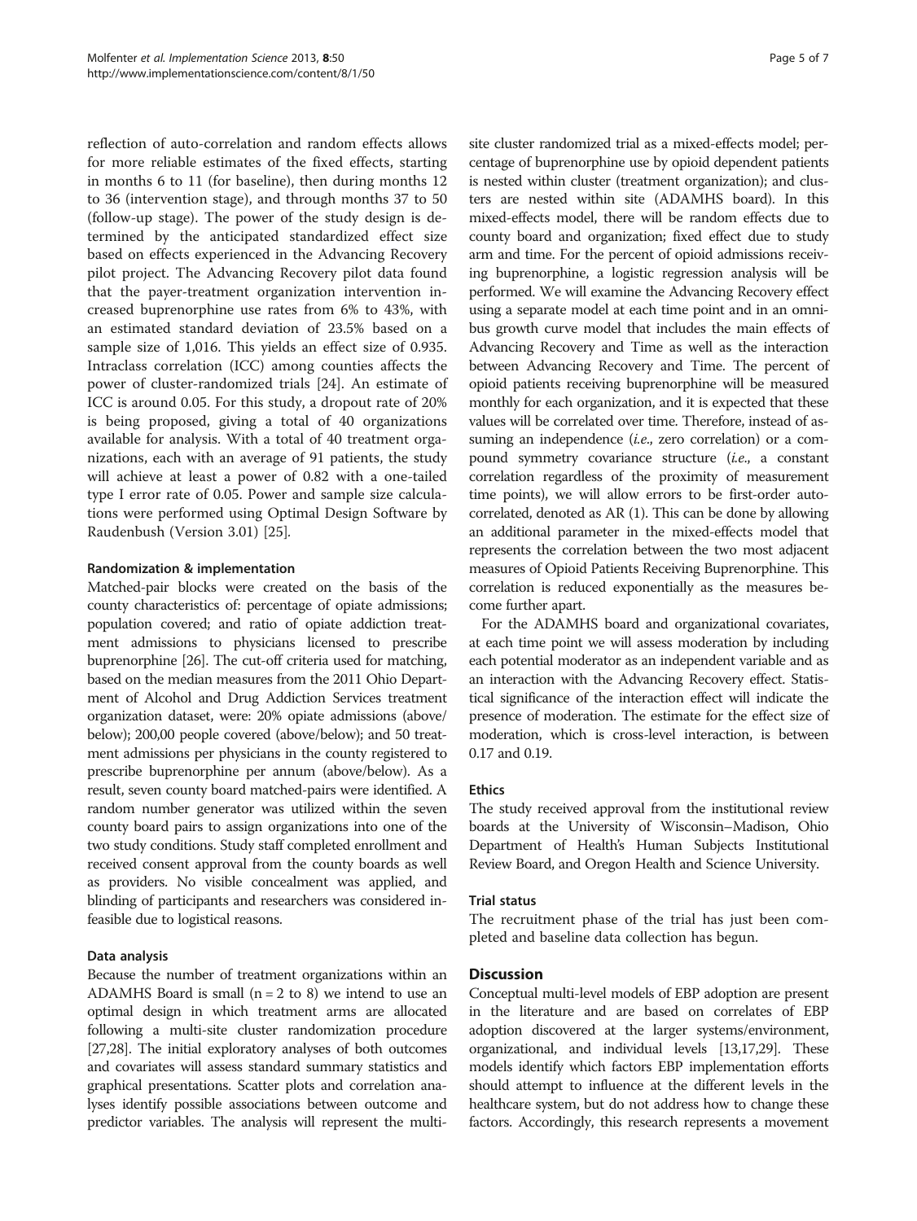reflection of auto-correlation and random effects allows for more reliable estimates of the fixed effects, starting in months 6 to 11 (for baseline), then during months 12 to 36 (intervention stage), and through months 37 to 50 (follow-up stage). The power of the study design is determined by the anticipated standardized effect size based on effects experienced in the Advancing Recovery pilot project. The Advancing Recovery pilot data found that the payer-treatment organization intervention increased buprenorphine use rates from 6% to 43%, with an estimated standard deviation of 23.5% based on a sample size of 1,016. This yields an effect size of 0.935. Intraclass correlation (ICC) among counties affects the power of cluster-randomized trials [24]. An estimate of ICC is around 0.05. For this study, a dropout rate of 20% is being proposed, giving a total of 40 organizations available for analysis. With a total of 40 treatment organizations, each with an average of 91 patients, the study will achieve at least a power of 0.82 with a one-tailed type I error rate of 0.05. Power and sample size calculations were performed using Optimal Design Software by Raudenbush (Version 3.01) [25].

#### Randomization & implementation

Matched-pair blocks were created on the basis of the county characteristics of: percentage of opiate admissions; population covered; and ratio of opiate addiction treatment admissions to physicians licensed to prescribe buprenorphine [26]. The cut-off criteria used for matching, based on the median measures from the 2011 Ohio Department of Alcohol and Drug Addiction Services treatment organization dataset, were: 20% opiate admissions (above/below); 200,00 people covered (above/below); and 50 treatment admissions per physicians in the county registered to prescribe buprenorphine per annum (above/below). As a result, seven county board matched-pairs were identified. A random number generator was utilized within the seven county board pairs to assign organizations into one of the two study conditions. Study staff completed enrollment and received consent approval from the county boards as well as providers. No visible concealment was applied, and blinding of participants and researchers was considered infeasible due to logistical reasons.

#### Data analysis

Because the number of treatment organizations within an ADAMHS Board is small (n = 2 to 8) we intend to use an optimal design in which treatment arms are allocated following a multi-site cluster randomization procedure [27,28]. The initial exploratory analyses of both outcomes and covariates will assess standard summary statistics and graphical presentations. Scatter plots and correlation analyses identify possible associations between outcome and predictor variables. The analysis will represent the multi-site cluster randomized trial as a mixed-effects model; percentage of buprenorphine use by opioid dependent patients is nested within cluster (treatment organization); and clusters are nested within site (ADAMHS board). In this mixed-effects model, there will be random effects due to county board and organization; fixed effect due to study arm and time. For the percent of opioid admissions receiving buprenorphine, a logistic regression analysis will be performed. We will examine the Advancing Recovery effect using a separate model at each time point and in an omnibus growth curve model that includes the main effects of Advancing Recovery and Time as well as the interaction between Advancing Recovery and Time. The percent of opioid patients receiving buprenorphine will be measured monthly for each organization, and it is expected that these values will be correlated over time. Therefore, instead of assuming an independence (*i.e.*, zero correlation) or a compound symmetry covariance structure (*i.e.*, a constant correlation regardless of the proximity of measurement time points), we will allow errors to be first-order autocorrelated, denoted as AR (1). This can be done by allowing an additional parameter in the mixed-effects model that represents the correlation between the two most adjacent measures of Opioid Patients Receiving Buprenorphine. This correlation is reduced exponentially as the measures become further apart.

For the ADAMHS board and organizational covariates, at each time point we will assess moderation by including each potential moderator as an independent variable and as an interaction with the Advancing Recovery effect. Statistical significance of the interaction effect will indicate the presence of moderation. The estimate for the effect size of moderation, which is cross-level interaction, is between 0.17 and 0.19.

#### Ethics

The study received approval from the institutional review boards at the University of Wisconsin–Madison, Ohio Department of Health's Human Subjects Institutional Review Board, and Oregon Health and Science University.

#### Trial status

The recruitment phase of the trial has just been completed and baseline data collection has begun.

## Discussion

Conceptual multi-level models of EBP adoption are present in the literature and are based on correlates of EBP adoption discovered at the larger systems/environment, organizational, and individual levels [13,17,29]. These models identify which factors EBP implementation efforts should attempt to influence at the different levels in the healthcare system, but do not address how to change these factors. Accordingly, this research represents a movement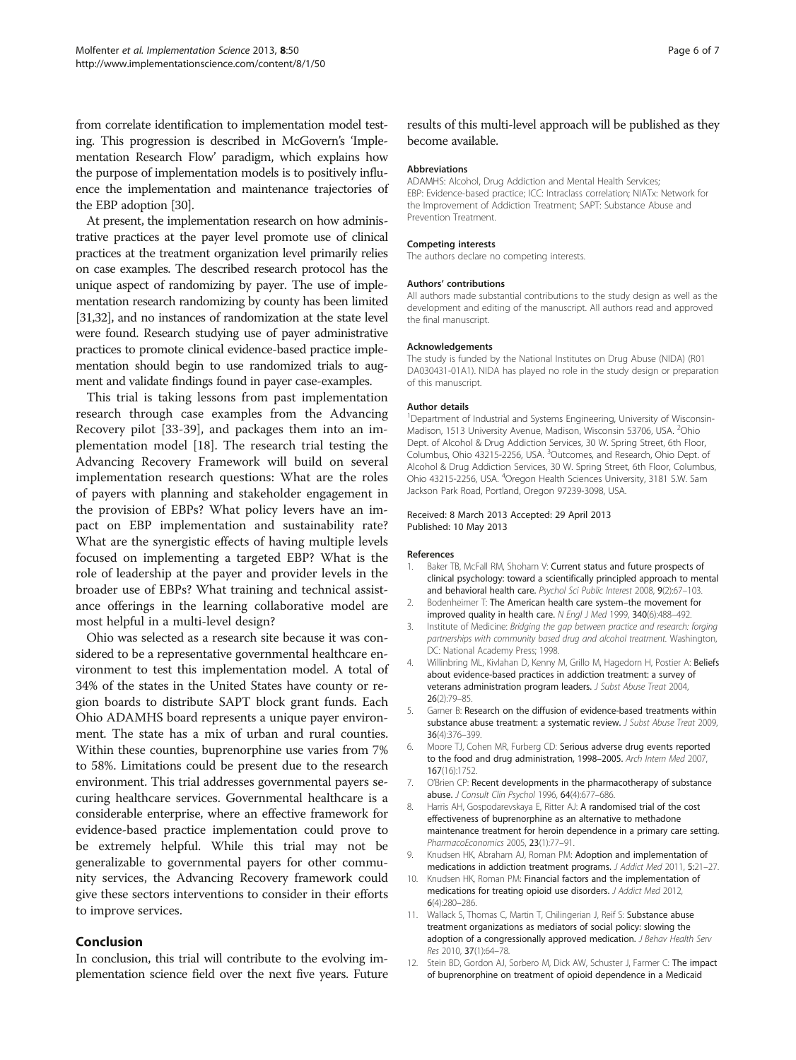from correlate identification to implementation model testing. This progression is described in McGovern's 'Implementation Research Flow' paradigm, which explains how the purpose of implementation models is to positively influence the implementation and maintenance trajectories of the EBP adoption [30].

At present, the implementation research on how administrative practices at the payer level promote use of clinical practices at the treatment organization level primarily relies on case examples. The described research protocol has the unique aspect of randomizing by payer. The use of implementation research randomizing by county has been limited [31,32], and no instances of randomization at the state level were found. Research studying use of payer administrative practices to promote clinical evidence-based practice implementation should begin to use randomized trials to augment and validate findings found in payer case-examples.

This trial is taking lessons from past implementation research through case examples from the Advancing Recovery pilot [33-39], and packages them into an implementation model [18]. The research trial testing the Advancing Recovery Framework will build on several implementation research questions: What are the roles of payers with planning and stakeholder engagement in the provision of EBPs? What policy levers have an impact on EBP implementation and sustainability rate? What are the synergistic effects of having multiple levels focused on implementing a targeted EBP? What is the role of leadership at the payer and provider levels in the broader use of EBPs? What training and technical assistance offerings in the learning collaborative model are most helpful in a multi-level design?

Ohio was selected as a research site because it was considered to be a representative governmental healthcare environment to test this implementation model. A total of 34% of the states in the United States have county or region boards to distribute SAPT block grant funds. Each Ohio ADAMHS board represents a unique payer environment. The state has a mix of urban and rural counties. Within these counties, buprenorphine use varies from 7% to 58%. Limitations could be present due to the research environment. This trial addresses governmental payers securing healthcare services. Governmental healthcare is a considerable enterprise, where an effective framework for evidence-based practice implementation could prove to be extremely helpful. While this trial may not be generalizable to governmental payers for other community services, the Advancing Recovery framework could give these sectors interventions to consider in their efforts to improve services.

## Conclusion

In conclusion, this trial will contribute to the evolving implementation science field over the next five years. Future results of this multi-level approach will be published as they become available.

#### Abbreviations

ADAMHS: Alcohol, Drug Addiction and Mental Health Services; EBP: Evidence-based practice; ICC: Intraclass correlation; NIATx: Network for the Improvement of Addiction Treatment; SAPT: Substance Abuse and Prevention Treatment.

#### Competing interests

The authors declare no competing interests.

#### Authors' contributions

All authors made substantial contributions to the study design as well as the development and editing of the manuscript. All authors read and approved the final manuscript.

#### Acknowledgements

The study is funded by the National Institutes on Drug Abuse (NIDA) (R01 DA030431-01A1). NIDA has played no role in the study design or preparation of this manuscript.

#### Author details

[1]Department of Industrial and Systems Engineering, University of Wisconsin-Madison, 1513 University Avenue, Madison, Wisconsin 53706, USA. [2]Ohio Dept. of Alcohol & Drug Addiction Services, 30 W. Spring Street, 6th Floor, Columbus, Ohio 43215-2256, USA. [3]Outcomes, and Research, Ohio Dept. of Alcohol & Drug Addiction Services, 30 W. Spring Street, 6th Floor, Columbus, Ohio 43215-2256, USA. [4]Oregon Health Sciences University, 3181 S.W. Sam Jackson Park Road, Portland, Oregon 97239-3098, USA.

Received: 8 March 2013 Accepted: 29 April 2013
Published: 10 May 2013

#### References

1. Baker TB, McFall RM, Shoham V: **Current status and future prospects of clinical psychology: toward a scientifically principled approach to mental and behavioral health care.** *Psychol Sci Public Interest* 2008, **9**(2):67–103.
2. Bodenheimer T: **The American health care system–the movement for improved quality in health care.** *N Engl J Med* 1999, **340**(6):488–492.
3. Institute of Medicine: *Bridging the gap between practice and research: forging partnerships with community based drug and alcohol treatment.* Washington, DC: National Academy Press; 1998.
4. Willinbring ML, Kivlahan D, Kenny M, Grillo M, Hagedorn H, Postier A: **Beliefs about evidence-based practices in addiction treatment: a survey of veterans administration program leaders.** *J Subst Abuse Treat* 2004, **26**(2):79–85.
5. Garner B: **Research on the diffusion of evidence-based treatments within substance abuse treatment: a systematic review.** *J Subst Abuse Treat* 2009, **36**(4):376–399.
6. Moore TJ, Cohen MR, Furberg CD: **Serious adverse drug events reported to the food and drug administration, 1998–2005.** *Arch Intern Med* 2007, **167**(16):1752.
7. O'Brien CP: **Recent developments in the pharmacotherapy of substance abuse.** *J Consult Clin Psychol* 1996, **64**(4):677–686.
8. Harris AH, Gospodarevskaya E, Ritter AJ: **A randomised trial of the cost effectiveness of buprenorphine as an alternative to methadone maintenance treatment for heroin dependence in a primary care setting.** *PharmacoEconomics* 2005, **23**(1):77–91.
9. Knudsen HK, Abraham AJ, Roman PM: **Adoption and implementation of medications in addiction treatment programs.** *J Addict Med* 2011, **5**:21–27.
10. Knudsen HK, Roman PM: **Financial factors and the implementation of medications for treating opioid use disorders.** *J Addict Med* 2012, **6**(4):280–286.
11. Wallack S, Thomas C, Martin T, Chilingerian J, Reif S: **Substance abuse treatment organizations as mediators of social policy: slowing the adoption of a congressionally approved medication.** *J Behav Health Serv Res* 2010, **37**(1):64–78.
12. Stein BD, Gordon AJ, Sorbero M, Dick AW, Schuster J, Farmer C: **The impact of buprenorphine on treatment of opioid dependence in a Medicaid**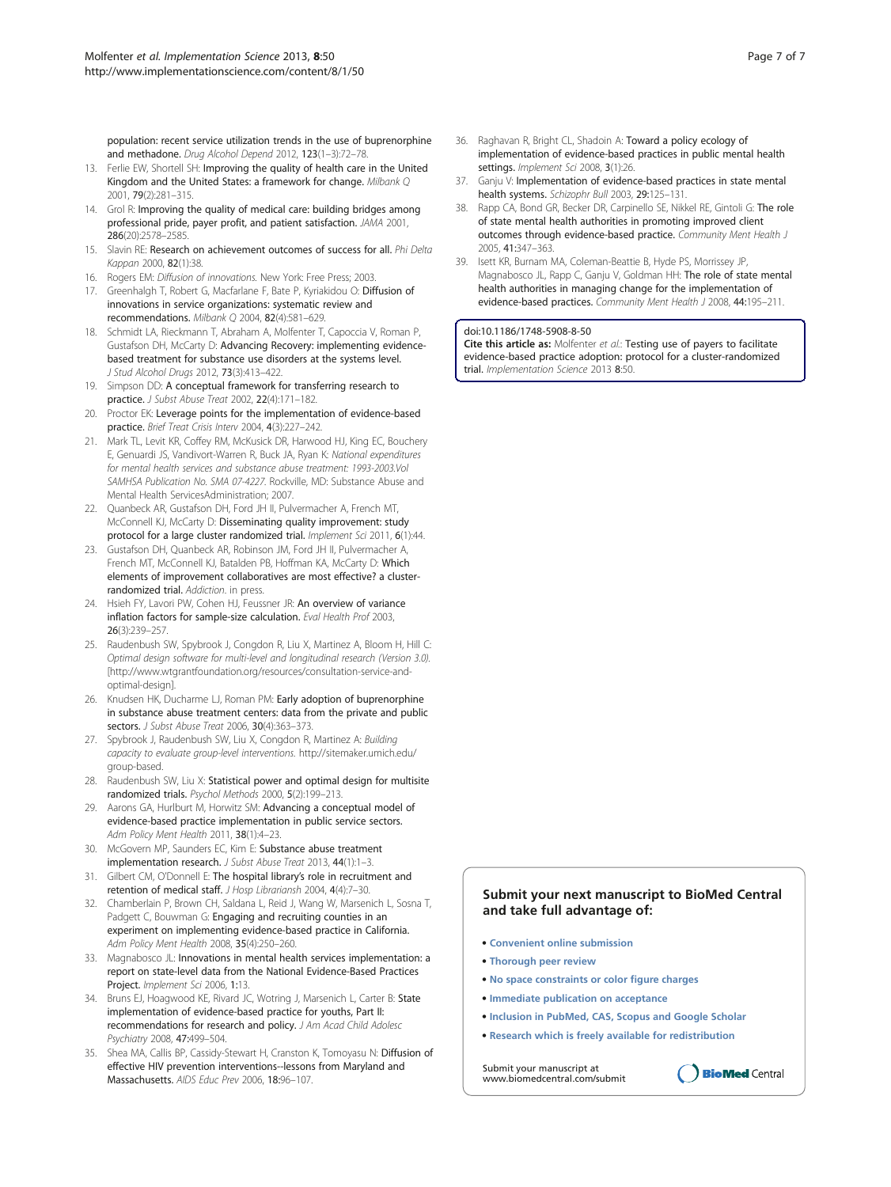population: recent service utilization trends in the use of buprenorphine and methadone. *Drug Alcohol Depend* 2012, **123**(1–3):72–78.

13. Ferlie EW, Shortell SH: **Improving the quality of health care in the United Kingdom and the United States: a framework for change.** *Milbank Q* 2001, **79**(2):281–315.
14. Grol R: **Improving the quality of medical care: building bridges among professional pride, payer profit, and patient satisfaction.** *JAMA* 2001, **286**(20):2578–2585.
15. Slavin RE: **Research on achievement outcomes of success for all.** *Phi Delta Kappan* 2000, **82**(1):38.
16. Rogers EM: *Diffusion of innovations.* New York: Free Press; 2003.
17. Greenhalgh T, Robert G, Macfarlane F, Bate P, Kyriakidou O: **Diffusion of innovations in service organizations: systematic review and recommendations.** *Milbank Q* 2004, **82**(4):581–629.
18. Schmidt LA, Rieckmann T, Abraham A, Molfenter T, Capoccia V, Roman P, Gustafson DH, McCarty D: **Advancing Recovery: implementing evidence-based treatment for substance use disorders at the systems level.** *J Stud Alcohol Drugs* 2012, **73**(3):413–422.
19. Simpson DD: **A conceptual framework for transferring research to practice.** *J Subst Abuse Treat* 2002, **22**(4):171–182.
20. Proctor EK: **Leverage points for the implementation of evidence-based practice.** *Brief Treat Crisis Interv* 2004, **4**(3):227–242.
21. Mark TL, Levit KR, Coffey RM, McKusick DR, Harwood HJ, King EC, Bouchery E, Genuardi JS, Vandivort-Warren R, Buck JA, Ryan K: *National expenditures for mental health services and substance abuse treatment: 1993-2003.Vol SAMHSA Publication No. SMA 07-4227.* Rockville, MD: Substance Abuse and Mental Health ServicesAdministration; 2007.
22. Quanbeck AR, Gustafson DH, Ford JH II, Pulvermacher A, French MT, McConnell KJ, McCarty D: **Disseminating quality improvement: study protocol for a large cluster randomized trial.** *Implement Sci* 2011, **6**(1):44.
23. Gustafson DH, Quanbeck AR, Robinson JM, Ford JH II, Pulvermacher A, French MT, McConnell KJ, Batalden PB, Hoffman KA, McCarty D: **Which elements of improvement collaboratives are most effective? a cluster-randomized trial.** *Addiction.* in press.
24. Hsieh FY, Lavori PW, Cohen HJ, Feussner JR: **An overview of variance inflation factors for sample-size calculation.** *Eval Health Prof* 2003, **26**(3):239–257.
25. Raudenbush SW, Spybrook J, Congdon R, Liu X, Martinez A, Bloom H, Hill C: *Optimal design software for multi-level and longitudinal research (Version 3.0).* [http://www.wtgrantfoundation.org/resources/consultation-service-and-optimal-design].
26. Knudsen HK, Ducharme LJ, Roman PM: **Early adoption of buprenorphine in substance abuse treatment centers: data from the private and public sectors.** *J Subst Abuse Treat* 2006, **30**(4):363–373.
27. Spybrook J, Raudenbush SW, Liu X, Congdon R, Martinez A: *Building capacity to evaluate group-level interventions.* http://sitemaker.umich.edu/group-based.
28. Raudenbush SW, Liu X: **Statistical power and optimal design for multisite randomized trials.** *Psychol Methods* 2000, **5**(2):199–213.
29. Aarons GA, Hurlburt M, Horwitz SM: **Advancing a conceptual model of evidence-based practice implementation in public service sectors.** *Adm Policy Ment Health* 2011, **38**(1):4–23.
30. McGovern MP, Saunders EC, Kim E: **Substance abuse treatment implementation research.** *J Subst Abuse Treat* 2013, **44**(1):1–3.
31. Gilbert CM, O'Donnell E: **The hospital library's role in recruitment and retention of medical staff.** *J Hosp Librariansh* 2004, **4**(4):7–30.
32. Chamberlain P, Brown CH, Saldana L, Reid J, Wang W, Marsenich L, Sosna T, Padgett C, Bouwman G: **Engaging and recruiting counties in an experiment on implementing evidence-based practice in California.** *Adm Policy Ment Health* 2008, **35**(4):250–260.
33. Magnabosco JL: **Innovations in mental health services implementation: a report on state-level data from the National Evidence-Based Practices Project.** *Implement Sci* 2006, **1**:13.
34. Bruns EJ, Hoagwood KE, Rivard JC, Wotring J, Marsenich L, Carter B: **State implementation of evidence-based practice for youths, Part II: recommendations for research and policy.** *J Am Acad Child Adolesc Psychiatry* 2008, **47**:499–504.
35. Shea MA, Callis BP, Cassidy-Stewart H, Cranston K, Tomoyasu N: **Diffusion of effective HIV prevention interventions--lessons from Maryland and Massachusetts.** *AIDS Educ Prev* 2006, **18**:96–107.
36. Raghavan R, Bright CL, Shadoin A: **Toward a policy ecology of implementation of evidence-based practices in public mental health settings.** *Implement Sci* 2008, **3**(1):26.
37. Ganju V: **Implementation of evidence-based practices in state mental health systems.** *Schizophr Bull* 2003, **29**:125–131.
38. Rapp CA, Bond GR, Becker DR, Carpinello SE, Nikkel RE, Gintoli G: **The role of state mental health authorities in promoting improved client outcomes through evidence-based practice.** *Community Ment Health J* 2005, **41**:347–363.
39. Isett KR, Burnam MA, Coleman-Beattie B, Hyde PS, Morrissey JP, Magnabosco JL, Rapp C, Ganju V, Goldman HH: **The role of state mental health authorities in managing change for the implementation of evidence-based practices.** *Community Ment Health J* 2008, **44**:195–211.

doi:10.1186/1748-5908-8-50

**Cite this article as:** Molfenter *et al.*: Testing use of payers to facilitate evidence-based practice adoption: protocol for a cluster-randomized trial. *Implementation Science* 2013 **8**:50.

**Submit your next manuscript to BioMed Central and take full advantage of:**

- **Convenient online submission**
- **Thorough peer review**
- **No space constraints or color figure charges**
- **Immediate publication on acceptance**
- **Inclusion in PubMed, CAS, Scopus and Google Scholar**
- **Research which is freely available for redistribution**

Submit your manuscript at
www.biomedcentral.com/submit

BioMed Central